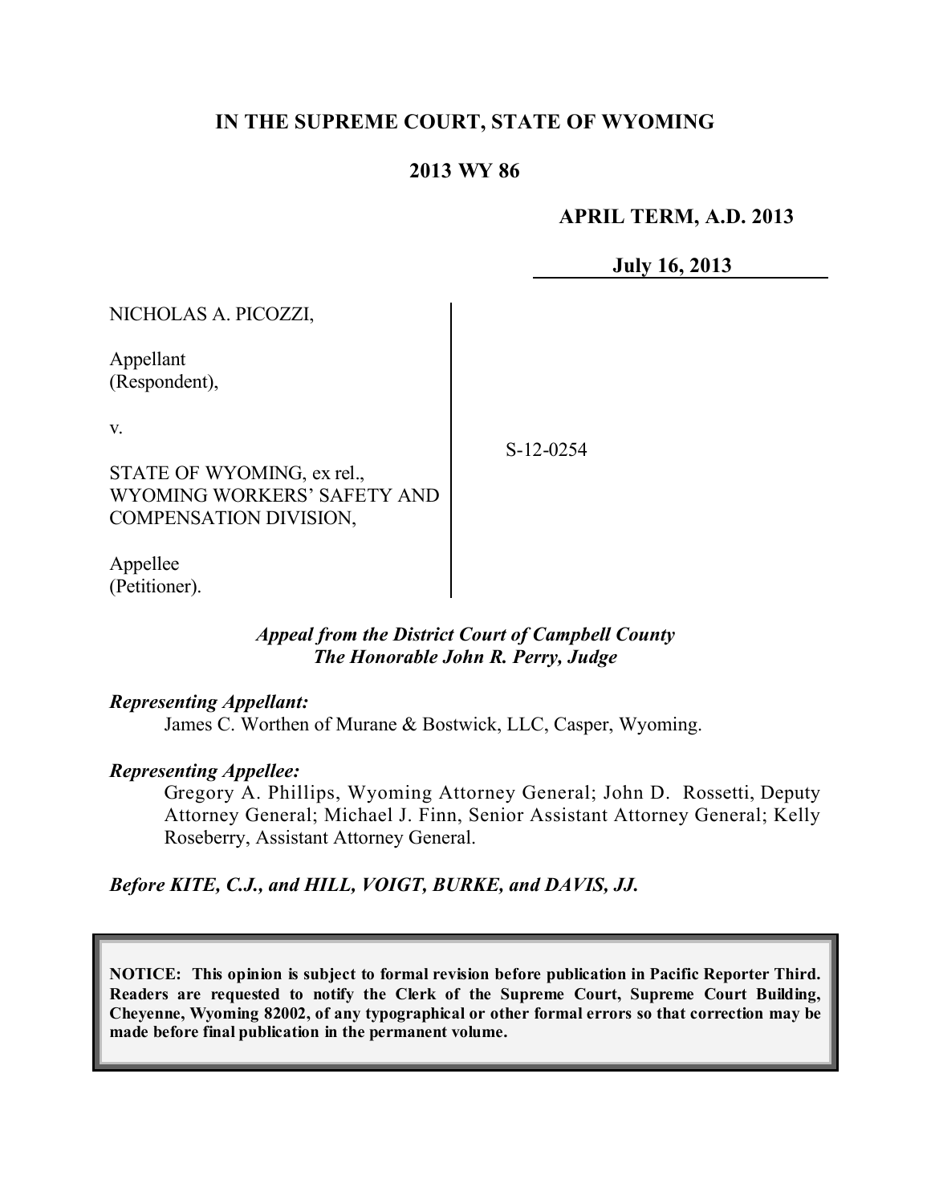# IN THE SUPREME COURT, STATE OF WYOMING

## 2013 WY 86

**APRIL TERM, A.D. 2013**

**July 16, 2013**

NICHOLAS A. PICOZZI,

Appellant
(Respondent),

v.

STATE OF WYOMING, ex rel., WYOMING WORKERS' SAFETY AND COMPENSATION DIVISION,

Appellee
(Petitioner).

S-12-0254

***Appeal from the District Court of Campbell County***
***The Honorable John R. Perry, Judge***

***Representing Appellant:***

James C. Worthen of Murane & Bostwick, LLC, Casper, Wyoming.

***Representing Appellee:***

Gregory A. Phillips, Wyoming Attorney General; John D. Rossetti, Deputy Attorney General; Michael J. Finn, Senior Assistant Attorney General; Kelly Roseberry, Assistant Attorney General.

***Before KITE, C.J., and HILL, VOIGT, BURKE, and DAVIS, JJ.***

**NOTICE: This opinion is subject to formal revision before publication in Pacific Reporter Third. Readers are requested to notify the Clerk of the Supreme Court, Supreme Court Building, Cheyenne, Wyoming 82002, of any typographical or other formal errors so that correction may be made before final publication in the permanent volume.**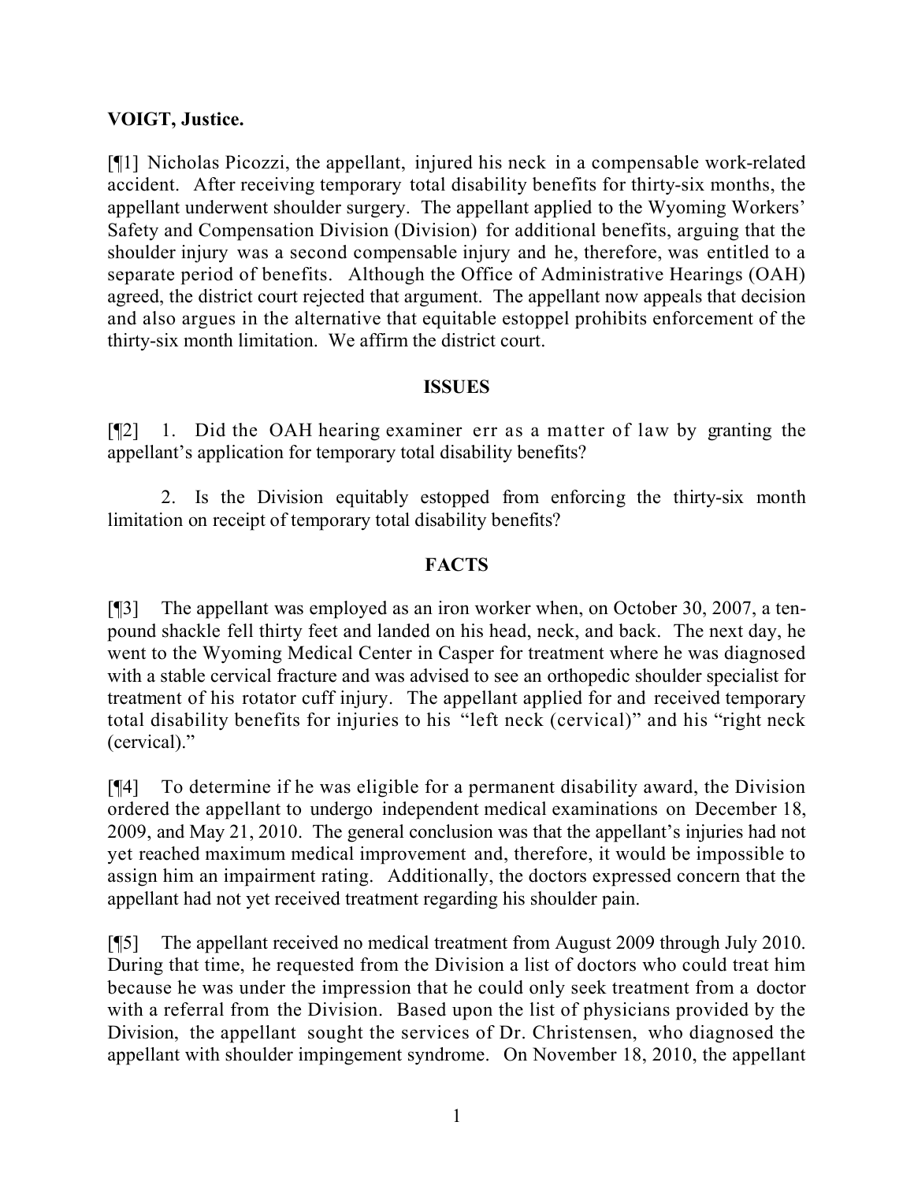**VOIGT, Justice.**

[¶1] Nicholas Picozzi, the appellant, injured his neck in a compensable work-related accident. After receiving temporary total disability benefits for thirty-six months, the appellant underwent shoulder surgery. The appellant applied to the Wyoming Workers' Safety and Compensation Division (Division) for additional benefits, arguing that the shoulder injury was a second compensable injury and he, therefore, was entitled to a separate period of benefits. Although the Office of Administrative Hearings (OAH) agreed, the district court rejected that argument. The appellant now appeals that decision and also argues in the alternative that equitable estoppel prohibits enforcement of the thirty-six month limitation. We affirm the district court.

## ISSUES

[¶2] 1. Did the OAH hearing examiner err as a matter of law by granting the appellant's application for temporary total disability benefits?

2. Is the Division equitably estopped from enforcing the thirty-six month limitation on receipt of temporary total disability benefits?

## FACTS

[¶3] The appellant was employed as an iron worker when, on October 30, 2007, a ten-pound shackle fell thirty feet and landed on his head, neck, and back. The next day, he went to the Wyoming Medical Center in Casper for treatment where he was diagnosed with a stable cervical fracture and was advised to see an orthopedic shoulder specialist for treatment of his rotator cuff injury. The appellant applied for and received temporary total disability benefits for injuries to his "left neck (cervical)" and his "right neck (cervical)."

[¶4] To determine if he was eligible for a permanent disability award, the Division ordered the appellant to undergo independent medical examinations on December 18, 2009, and May 21, 2010. The general conclusion was that the appellant's injuries had not yet reached maximum medical improvement and, therefore, it would be impossible to assign him an impairment rating. Additionally, the doctors expressed concern that the appellant had not yet received treatment regarding his shoulder pain.

[¶5] The appellant received no medical treatment from August 2009 through July 2010. During that time, he requested from the Division a list of doctors who could treat him because he was under the impression that he could only seek treatment from a doctor with a referral from the Division. Based upon the list of physicians provided by the Division, the appellant sought the services of Dr. Christensen, who diagnosed the appellant with shoulder impingement syndrome. On November 18, 2010, the appellant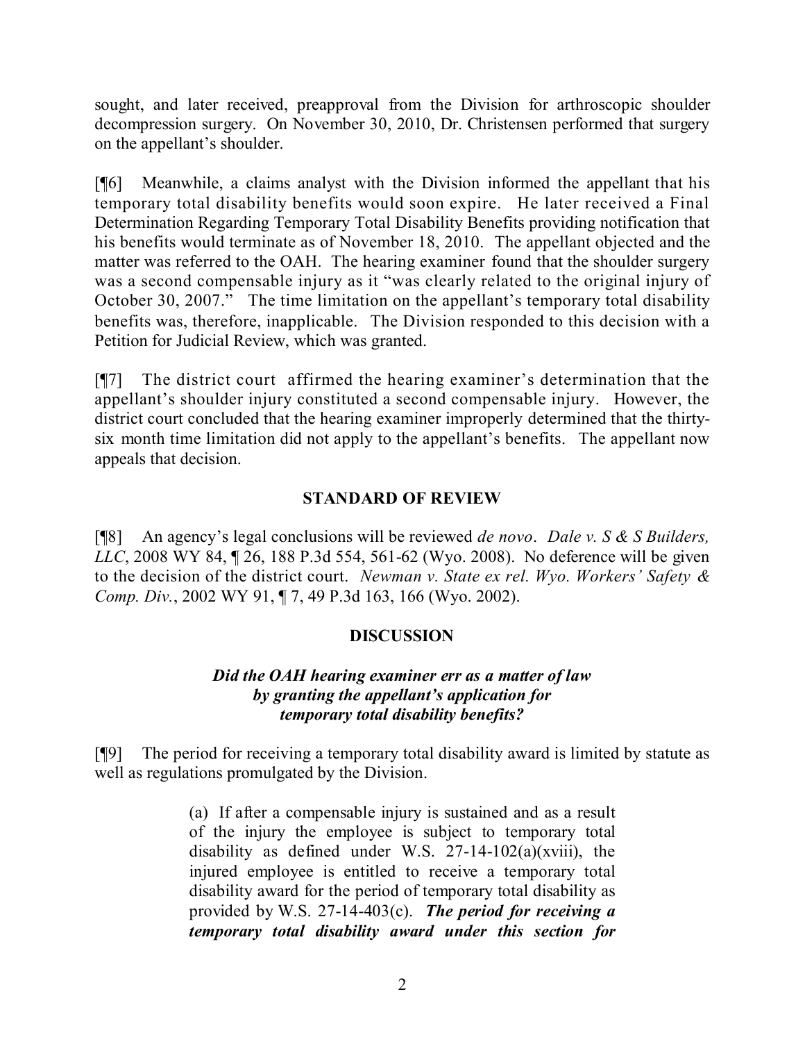sought, and later received, preapproval from the Division for arthroscopic shoulder decompression surgery. On November 30, 2010, Dr. Christensen performed that surgery on the appellant's shoulder.

[¶6] Meanwhile, a claims analyst with the Division informed the appellant that his temporary total disability benefits would soon expire. He later received a Final Determination Regarding Temporary Total Disability Benefits providing notification that his benefits would terminate as of November 18, 2010. The appellant objected and the matter was referred to the OAH. The hearing examiner found that the shoulder surgery was a second compensable injury as it "was clearly related to the original injury of October 30, 2007." The time limitation on the appellant's temporary total disability benefits was, therefore, inapplicable. The Division responded to this decision with a Petition for Judicial Review, which was granted.

[¶7] The district court affirmed the hearing examiner's determination that the appellant's shoulder injury constituted a second compensable injury. However, the district court concluded that the hearing examiner improperly determined that the thirty-six month time limitation did not apply to the appellant's benefits. The appellant now appeals that decision.

## STANDARD OF REVIEW

[¶8] An agency's legal conclusions will be reviewed *de novo*. *Dale v. S & S Builders, LLC*, 2008 WY 84, ¶ 26, 188 P.3d 554, 561-62 (Wyo. 2008). No deference will be given to the decision of the district court. *Newman v. State ex rel. Wyo. Workers' Safety & Comp. Div.*, 2002 WY 91, ¶ 7, 49 P.3d 163, 166 (Wyo. 2002).

## DISCUSSION

### *Did the OAH hearing examiner err as a matter of law by granting the appellant's application for temporary total disability benefits?*

[¶9] The period for receiving a temporary total disability award is limited by statute as well as regulations promulgated by the Division.

> (a) If after a compensable injury is sustained and as a result of the injury the employee is subject to temporary total disability as defined under W.S. 27-14-102(a)(xviii), the injured employee is entitled to receive a temporary total disability award for the period of temporary total disability as provided by W.S. 27-14-403(c). ***The period for receiving a temporary total disability award under this section for***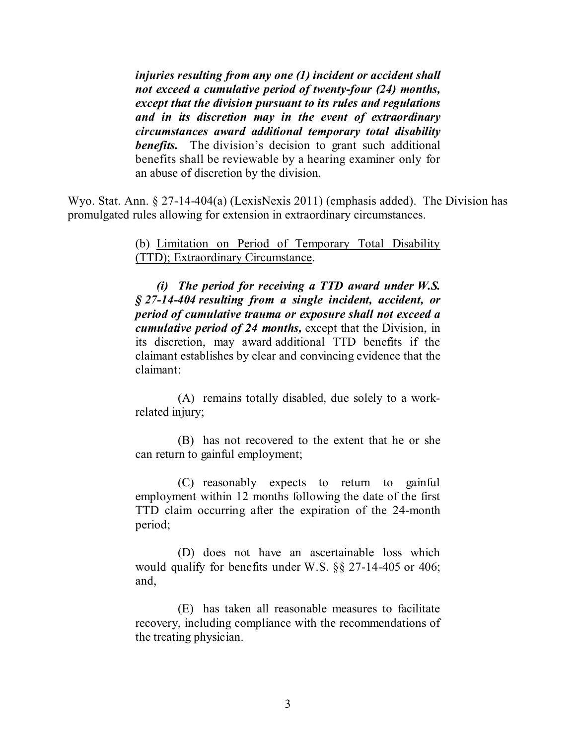> ***injuries resulting from any one (1) incident or accident shall not exceed a cumulative period of twenty-four (24) months, except that the division pursuant to its rules and regulations and in its discretion may in the event of extraordinary circumstances award additional temporary total disability benefits.*** The division's decision to grant such additional benefits shall be reviewable by a hearing examiner only for an abuse of discretion by the division.

Wyo. Stat. Ann. § 27-14-404(a) (LexisNexis 2011) (emphasis added). The Division has promulgated rules allowing for extension in extraordinary circumstances.

> (b) <u>Limitation on Period of Temporary Total Disability (TTD); Extraordinary Circumstance</u>.
>
> ***(i) The period for receiving a TTD award under W.S. § 27-14-404 resulting from a single incident, accident, or period of cumulative trauma or exposure shall not exceed a cumulative period of 24 months,*** except that the Division, in its discretion, may award additional TTD benefits if the claimant establishes by clear and convincing evidence that the claimant:
>
> (A) remains totally disabled, due solely to a work-related injury;
>
> (B) has not recovered to the extent that he or she can return to gainful employment;
>
> (C) reasonably expects to return to gainful employment within 12 months following the date of the first TTD claim occurring after the expiration of the 24-month period;
>
> (D) does not have an ascertainable loss which would qualify for benefits under W.S. §§ 27-14-405 or 406; and,
>
> (E) has taken all reasonable measures to facilitate recovery, including compliance with the recommendations of the treating physician.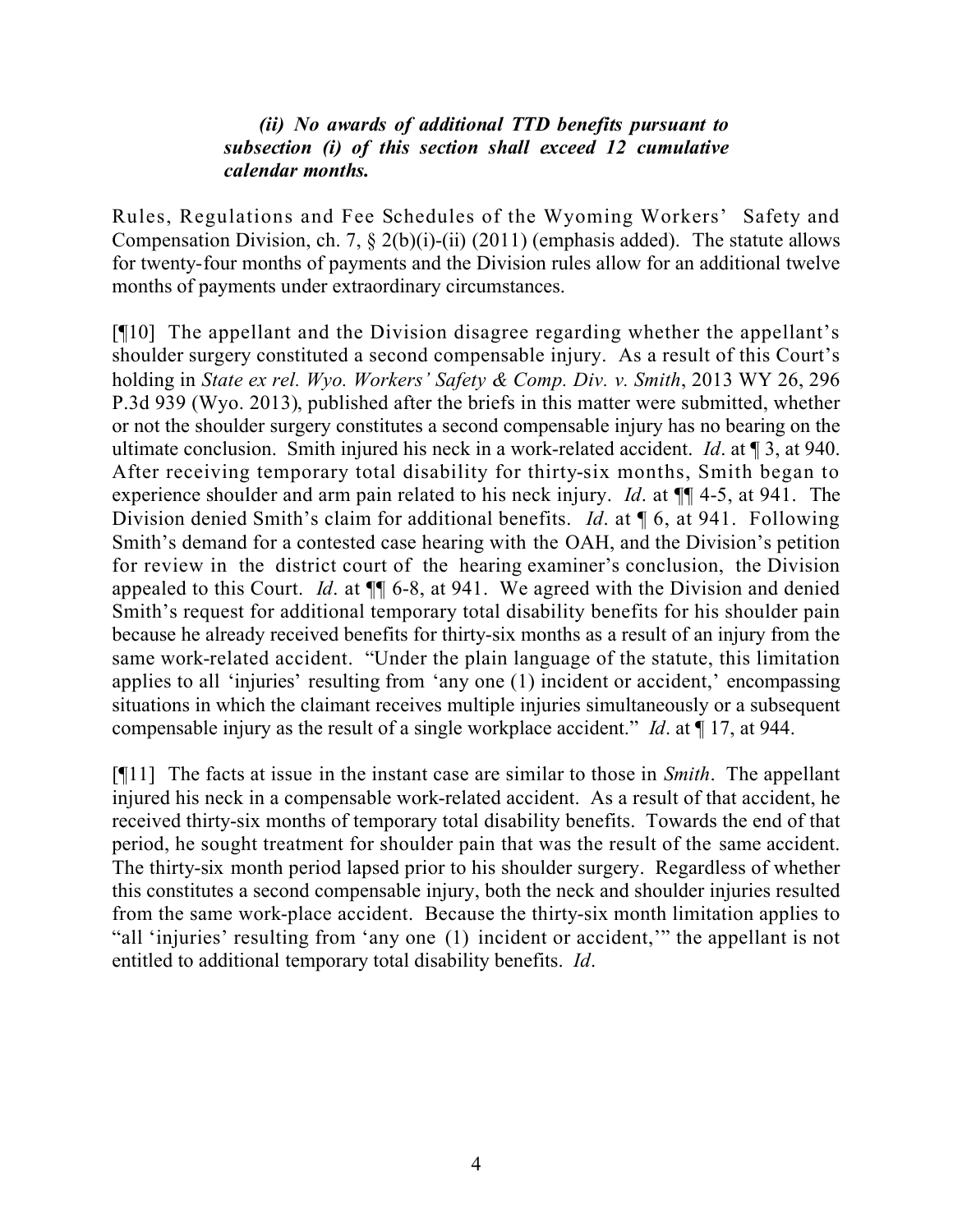> ***(ii) No awards of additional TTD benefits pursuant to subsection (i) of this section shall exceed 12 cumulative calendar months.***

Rules, Regulations and Fee Schedules of the Wyoming Workers' Safety and Compensation Division, ch. 7, § 2(b)(i)-(ii) (2011) (emphasis added). The statute allows for twenty-four months of payments and the Division rules allow for an additional twelve months of payments under extraordinary circumstances.

[¶10] The appellant and the Division disagree regarding whether the appellant's shoulder surgery constituted a second compensable injury. As a result of this Court's holding in *State ex rel. Wyo. Workers' Safety & Comp. Div. v. Smith*, 2013 WY 26, 296 P.3d 939 (Wyo. 2013), published after the briefs in this matter were submitted, whether or not the shoulder surgery constitutes a second compensable injury has no bearing on the ultimate conclusion. Smith injured his neck in a work-related accident. *Id*. at ¶ 3, at 940. After receiving temporary total disability for thirty-six months, Smith began to experience shoulder and arm pain related to his neck injury. *Id*. at ¶¶ 4-5, at 941. The Division denied Smith's claim for additional benefits. *Id*. at ¶ 6, at 941. Following Smith's demand for a contested case hearing with the OAH, and the Division's petition for review in the district court of the hearing examiner's conclusion, the Division appealed to this Court. *Id*. at ¶¶ 6-8, at 941. We agreed with the Division and denied Smith's request for additional temporary total disability benefits for his shoulder pain because he already received benefits for thirty-six months as a result of an injury from the same work-related accident. "Under the plain language of the statute, this limitation applies to all 'injuries' resulting from 'any one (1) incident or accident,' encompassing situations in which the claimant receives multiple injuries simultaneously or a subsequent compensable injury as the result of a single workplace accident." *Id*. at ¶ 17, at 944.

[¶11] The facts at issue in the instant case are similar to those in *Smith*. The appellant injured his neck in a compensable work-related accident. As a result of that accident, he received thirty-six months of temporary total disability benefits. Towards the end of that period, he sought treatment for shoulder pain that was the result of the same accident. The thirty-six month period lapsed prior to his shoulder surgery. Regardless of whether this constitutes a second compensable injury, both the neck and shoulder injuries resulted from the same work-place accident. Because the thirty-six month limitation applies to "all 'injuries' resulting from 'any one (1) incident or accident,'" the appellant is not entitled to additional temporary total disability benefits. *Id*.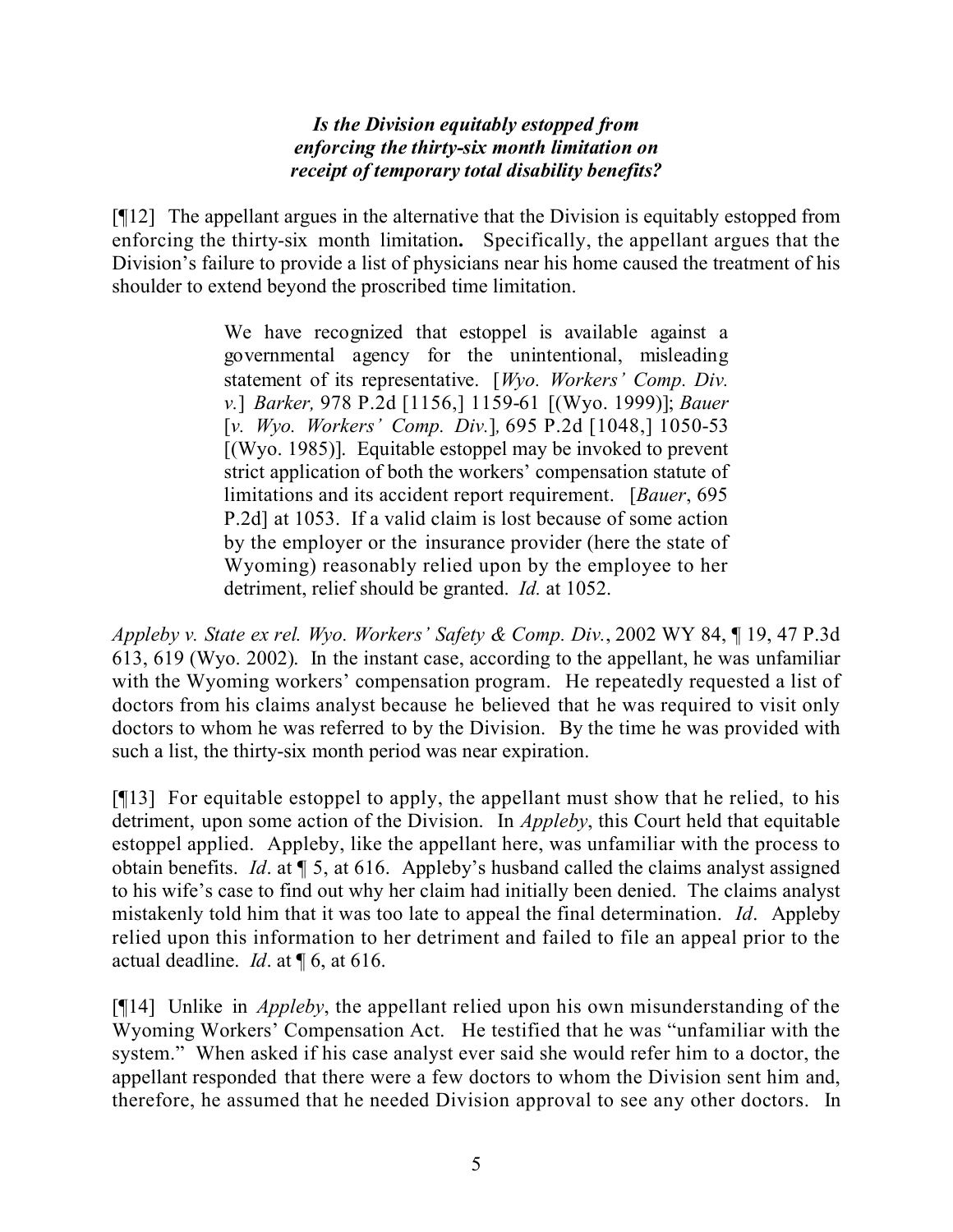***Is the Division equitably estopped from enforcing the thirty-six month limitation on receipt of temporary total disability benefits?***

[¶12] The appellant argues in the alternative that the Division is equitably estopped from enforcing the thirty-six month limitation**.** Specifically, the appellant argues that the Division's failure to provide a list of physicians near his home caused the treatment of his shoulder to extend beyond the proscribed time limitation.

> We have recognized that estoppel is available against a governmental agency for the unintentional, misleading statement of its representative. [*Wyo. Workers' Comp. Div. v.*] *Barker,* 978 P.2d [1156,] 1159-61 [(Wyo. 1999)]; *Bauer* [*v. Wyo. Workers' Comp. Div.*]*,* 695 P.2d [1048,] 1050-53 [(Wyo. 1985)]. Equitable estoppel may be invoked to prevent strict application of both the workers' compensation statute of limitations and its accident report requirement. [*Bauer*, 695 P.2d] at 1053. If a valid claim is lost because of some action by the employer or the insurance provider (here the state of Wyoming) reasonably relied upon by the employee to her detriment, relief should be granted. *Id*. at 1052.

*Appleby v. State ex rel. Wyo. Workers' Safety & Comp. Div.*, 2002 WY 84, ¶ 19, 47 P.3d 613, 619 (Wyo. 2002). In the instant case, according to the appellant, he was unfamiliar with the Wyoming workers' compensation program. He repeatedly requested a list of doctors from his claims analyst because he believed that he was required to visit only doctors to whom he was referred to by the Division. By the time he was provided with such a list, the thirty-six month period was near expiration.

[¶13] For equitable estoppel to apply, the appellant must show that he relied, to his detriment, upon some action of the Division. In *Appleby*, this Court held that equitable estoppel applied. Appleby, like the appellant here, was unfamiliar with the process to obtain benefits. *Id*. at ¶ 5, at 616. Appleby's husband called the claims analyst assigned to his wife's case to find out why her claim had initially been denied. The claims analyst mistakenly told him that it was too late to appeal the final determination. *Id*. Appleby relied upon this information to her detriment and failed to file an appeal prior to the actual deadline. *Id*. at ¶ 6, at 616.

[¶14] Unlike in *Appleby*, the appellant relied upon his own misunderstanding of the Wyoming Workers' Compensation Act. He testified that he was "unfamiliar with the system." When asked if his case analyst ever said she would refer him to a doctor, the appellant responded that there were a few doctors to whom the Division sent him and, therefore, he assumed that he needed Division approval to see any other doctors. In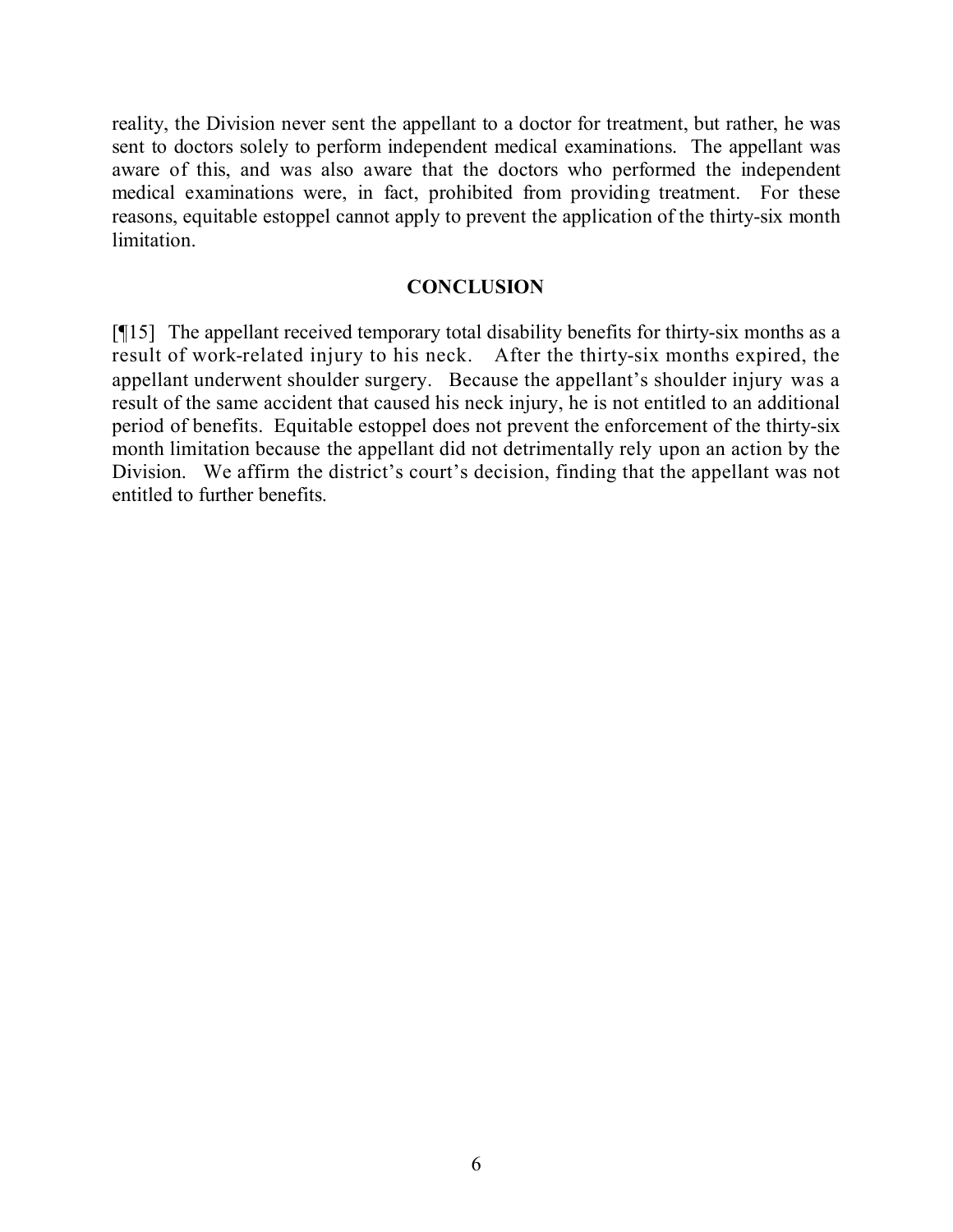reality, the Division never sent the appellant to a doctor for treatment, but rather, he was sent to doctors solely to perform independent medical examinations. The appellant was aware of this, and was also aware that the doctors who performed the independent medical examinations were, in fact, prohibited from providing treatment. For these reasons, equitable estoppel cannot apply to prevent the application of the thirty-six month limitation.

**CONCLUSION**

[¶15] The appellant received temporary total disability benefits for thirty-six months as a result of work-related injury to his neck. After the thirty-six months expired, the appellant underwent shoulder surgery. Because the appellant's shoulder injury was a result of the same accident that caused his neck injury, he is not entitled to an additional period of benefits. Equitable estoppel does not prevent the enforcement of the thirty-six month limitation because the appellant did not detrimentally rely upon an action by the Division. We affirm the district's court's decision, finding that the appellant was not entitled to further benefits.